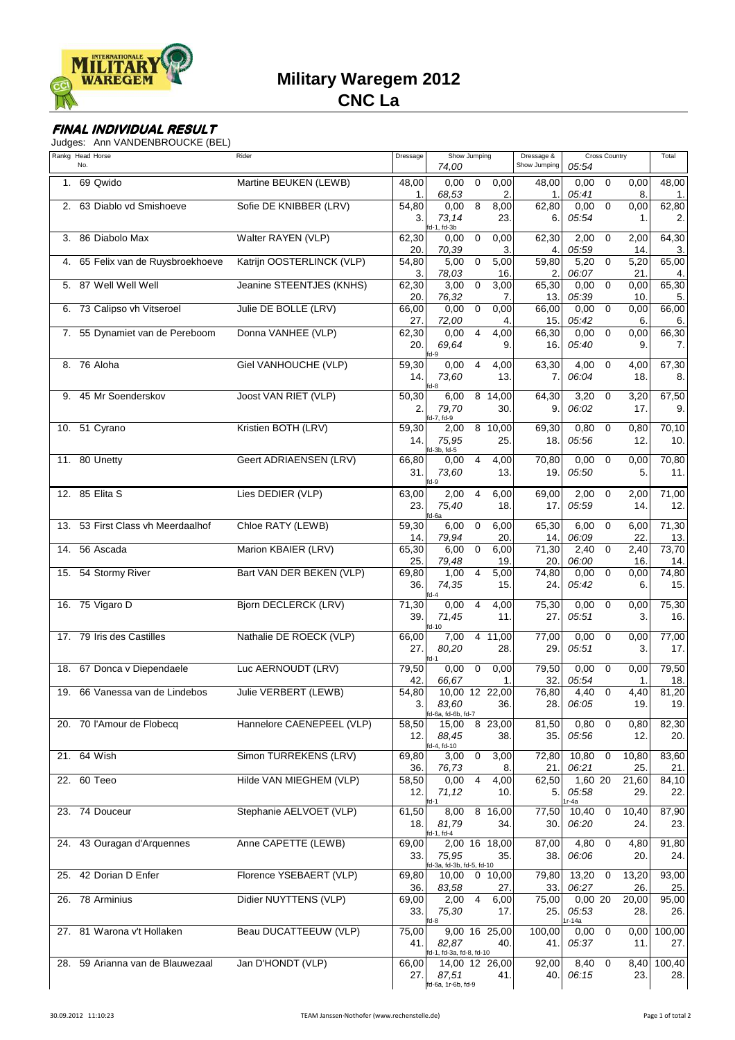# Military Waregem 2012

## CNC La

**FINAL INDIVIDUAL RESULT**

Judges: Ann VANDENBROUCKE (BEL)

| Rankg | Head No. | Horse | Rider | Dressage | Show Jumping 74,00 | | | | Dressage & Show Jumping | Cross Country 05:54 | | | Total |
|---|---|---|---|---|---|---|---|---|---|---|---|---|---|
| 1. | 69 | Qwido | Martine BEUKEN (LEWB) | 48,00 1. | 0,00 68,53 | 0 | 0,00 2. | | 48,00 1. | 0,00 05:41 | 0 | 0,00 8. | 48,00 1. |
| 2. | 63 | Diablo vd Smishoeve | Sofie DE KNIBBER (LRV) | 54,80 3. | 0,00 73,14 fd-1, fd-3b | 8 | 8,00 23. | | 62,80 6. | 0,00 05:54 | 0 | 0,00 1. | 62,80 2. |
| 3. | 86 | Diabolo Max | Walter RAYEN (VLP) | 62,30 20. | 0,00 70,39 | 0 | 0,00 3. | | 62,30 4. | 2,00 05:59 | 0 | 2,00 14. | 64,30 3. |
| 4. | 65 | Felix van de Ruysbroekhoeve | Katrijn OOSTERLINCK (VLP) | 54,80 3. | 5,00 78,03 | 0 | 5,00 16. | | 59,80 2. | 5,20 06:07 | 0 | 5,20 21. | 65,00 4. |
| 5. | 87 | Well Well Well | Jeanine STEENTJES (KNHS) | 62,30 20. | 3,00 76,32 | 0 | 3,00 7. | | 65,30 13. | 0,00 05:39 | 0 | 0,00 10. | 65,30 5. |
| 6. | 73 | Calipso vh Vitseroel | Julie DE BOLLE (LRV) | 66,00 27. | 0,00 72,00 | 0 | 0,00 4. | | 66,00 15. | 0,00 05:42 | 0 | 0,00 6. | 66,00 6. |
| 7. | 55 | Dynamiet van de Pereboom | Donna VANHEE (VLP) | 62,30 20. | 0,00 69,64 fd-9 | 4 | 4,00 9. | | 66,30 16. | 0,00 05:40 | 0 | 0,00 9. | 66,30 7. |
| 8. | 76 | Aloha | Giel VANHOUCHE (VLP) | 59,30 14. | 0,00 73,60 fd-8 | 4 | 4,00 13. | | 63,30 7. | 4,00 06:04 | 0 | 4,00 18. | 67,30 8. |
| 9. | 45 | Mr Soenderskov | Joost VAN RIET (VLP) | 50,30 2. | 6,00 79,70 fd-7, fd-9 | 8 | 14,00 30. | | 64,30 9. | 3,20 06:02 | 0 | 3,20 17. | 67,50 9. |
| 10. | 51 | Cyrano | Kristien BOTH (LRV) | 59,30 14. | 2,00 75,95 fd-3b, fd-5 | 8 | 10,00 25. | | 69,30 18. | 0,80 05:56 | 0 | 0,80 12. | 70,10 10. |
| 11. | 80 | Unetty | Geert ADRIAENSEN (LRV) | 66,80 31. | 0,00 73,60 fd-9 | 4 | 4,00 13. | | 70,80 19. | 0,00 05:50 | 0 | 0,00 5. | 70,80 11. |
| 12. | 85 | Elita S | Lies DEDIER (VLP) | 63,00 23. | 2,00 75,40 fd-6a | 4 | 6,00 18. | | 69,00 17. | 2,00 05:59 | 0 | 2,00 14. | 71,00 12. |
| 13. | 53 | First Class vh Meerdaalhof | Chloe RATY (LEWB) | 59,30 14. | 6,00 79,94 | 0 | 6,00 20. | | 65,30 14. | 6,00 06:09 | 0 | 6,00 22. | 71,30 13. |
| 14. | 56 | Ascada | Marion KBAIER (LRV) | 65,30 25. | 6,00 79,48 | 0 | 6,00 19. | | 71,30 20. | 2,40 06:00 | 0 | 2,40 16. | 73,70 14. |
| 15. | 54 | Stormy River | Bart VAN DER BEKEN (VLP) | 69,80 36. | 1,00 74,35 fd-4 | 4 | 5,00 15. | | 74,80 24. | 0,00 05:42 | 0 | 0,00 6. | 74,80 15. |
| 16. | 75 | Vigaro D | Bjorn DECLERCK (LRV) | 71,30 39. | 0,00 71,45 fd-10 | 4 | 4,00 11. | | 75,30 27. | 0,00 05:51 | 0 | 0,00 3. | 75,30 16. |
| 17. | 79 | Iris des Castilles | Nathalie DE ROECK (VLP) | 66,00 27. | 7,00 80,20 fd-1 | 4 | 11,00 28. | | 77,00 29. | 0,00 05:51 | 0 | 0,00 3. | 77,00 17. |
| 18. | 67 | Donca v Diependaele | Luc AERNOUDT (LRV) | 79,50 42. | 0,00 66,67 | 0 | 0,00 1. | | 79,50 32. | 0,00 05:54 | 0 | 0,00 1. | 79,50 18. |
| 19. | 66 | Vanessa van de Lindebos | Julie VERBERT (LEWB) | 54,80 3. | 10,00 83,60 fd-6a, fd-6b, fd-7 | 12 | 22,00 36. | | 76,80 28. | 4,40 06:05 | 0 | 4,40 19. | 81,20 19. |
| 20. | 70 | l'Amour de Flobecq | Hannelore CAENEPEEL (VLP) | 58,50 12. | 15,00 88,45 fd-4, fd-10 | 8 | 23,00 38. | | 81,50 35. | 0,80 05:56 | 0 | 0,80 12. | 82,30 20. |
| 21. | 64 | Wish | Simon TURREKENS (LRV) | 69,80 36. | 3,00 76,73 | 0 | 3,00 8. | | 72,80 21. | 10,80 06:21 | 0 | 10,80 25. | 83,60 21. |
| 22. | 60 | Teeo | Hilde VAN MIEGHEM (VLP) | 58,50 12. | 0,00 71,12 fd-1 | 4 | 4,00 10. | | 62,50 5. | 1,60 05:58 1r-4a | 20 | 21,60 29. | 84,10 22. |
| 23. | 74 | Douceur | Stephanie AELVOET (VLP) | 61,50 18. | 8,00 81,79 fd-1, fd-4 | 8 | 16,00 34. | | 77,50 30. | 10,40 06:20 | 0 | 10,40 24. | 87,90 23. |
| 24. | 43 | Ouragan d'Arquennes | Anne CAPETTE (LEWB) | 69,00 33. | 2,00 75,95 fd-3a, fd-3b, fd-5, fd-10 | 16 | 18,00 35. | | 87,00 38. | 4,80 06:06 | 0 | 4,80 20. | 91,80 24. |
| 25. | 42 | Dorian D Enfer | Florence YSEBAERT (VLP) | 69,80 36. | 10,00 83,58 | 0 | 10,00 27. | | 79,80 33. | 13,20 06:27 | 0 | 13,20 26. | 93,00 25. |
| 26. | 78 | Arminius | Didier NUYTTENS (VLP) | 69,00 33. | 2,00 75,30 fd-8 | 4 | 6,00 17. | | 75,00 25. | 0,00 05:53 1r-14a | 20 | 20,00 28. | 95,00 26. |
| 27. | 81 | Warona v't Hollaken | Beau DUCATTEEUW (VLP) | 75,00 41. | 9,00 82,87 fd-1, fd-3a, fd-8, fd-10 | 16 | 25,00 40. | | 100,00 41. | 0,00 05:37 | 0 | 0,00 11. | 100,00 27. |
| 28. | 59 | Arianna van de Blauwezaal | Jan D'HONDT (VLP) | 66,00 27. | 14,00 87,51 fd-6a, 1r-6b, fd-9 | 12 | 26,00 41. | | 92,00 40. | 8,40 06:15 | 0 | 8,40 23. | 100,40 28. |

30.09.2012 11:10:23 — TEAM Janssen-Nothofer (www.rechenstelle.de)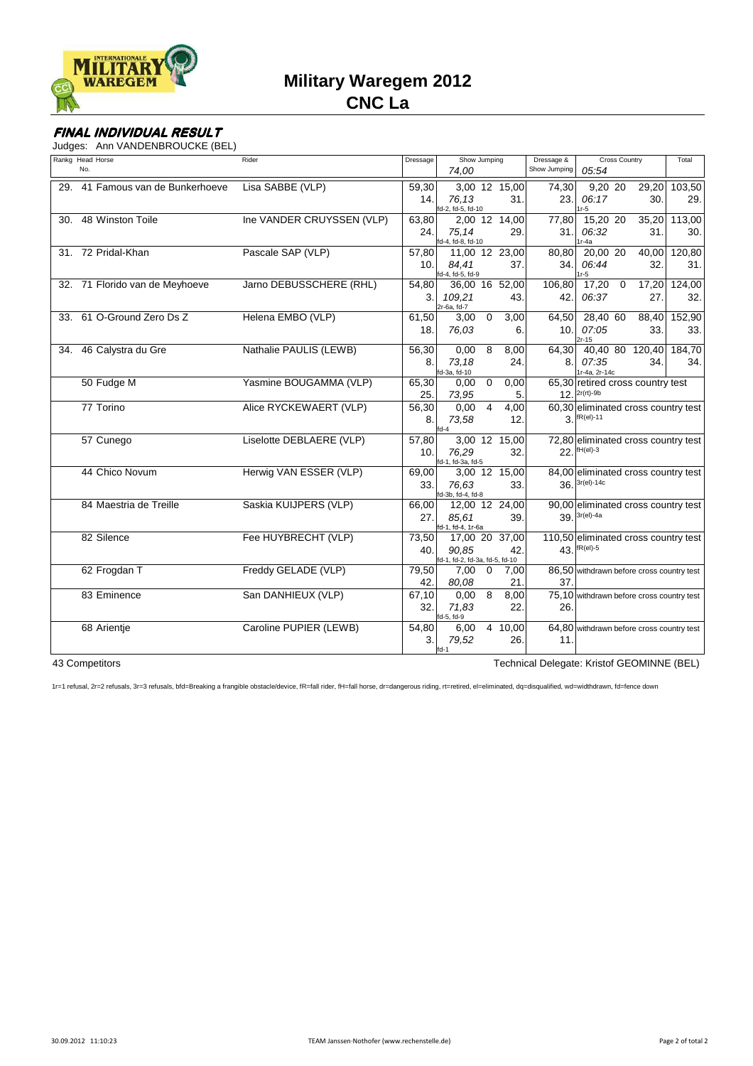# Military Waregem 2012

## CNC La

### FINAL INDIVIDUAL RESULT

Judges: Ann VANDENBROUCKE (BEL)

| Rankg | Head No. | Horse | Rider | Dressage | Show Jumping 74,00 | | | | Dressage & Show Jumping | Cross Country 05:54 | | | | Total |
|---|---|---|---|---|---|---|---|---|---|---|---|---|---|---|
| 29. | 41 | Famous van de Bunkerhoeve | Lisa SABBE (VLP) | 59,30 / 14. | 3,00 / 76,13 / fd-2, fd-5, fd-10 | 12 | | 15,00 / 31. | 74,30 / 23. | 9,20 / 06:17 / 1r-5 | 20 | | 29,20 / 30. | 103,50 / 29. |
| 30. | 48 | Winston Toile | Ine VANDER CRUYSSEN (VLP) | 63,80 / 24. | 2,00 / 75,14 / fd-4, fd-8, fd-10 | 12 | | 14,00 / 29. | 77,80 / 31. | 15,20 / 06:32 / 1r-4a | 20 | | 35,20 / 31. | 113,00 / 30. |
| 31. | 72 | Pridal-Khan | Pascale SAP (VLP) | 57,80 / 10. | 11,00 / 84,41 / fd-4, fd-5, fd-9 | 12 | | 23,00 / 37. | 80,80 / 34. | 20,00 / 06:44 / 1r-5 | 20 | | 40,00 / 32. | 120,80 / 31. |
| 32. | 71 | Florido van de Meyhoeve | Jarno DEBUSSCHERE (RHL) | 54,80 / 3. | 36,00 / 109,21 / 2r-6a, fd-7 | 16 | | 52,00 / 43. | 106,80 / 42. | 17,20 / 06:37 | 0 | | 17,20 / 27. | 124,00 / 32. |
| 33. | 61 | O-Ground Zero Ds Z | Helena EMBO (VLP) | 61,50 / 18. | 3,00 / 76,03 | 0 | | 3,00 / 6. | 64,50 / 10. | 28,40 / 07:05 / 2r-15 | 60 | | 88,40 / 33. | 152,90 / 33. |
| 34. | 46 | Calystra du Gre | Nathalie PAULIS (LEWB) | 56,30 / 8. | 0,00 / 73,18 / fd-3a, fd-10 | 8 | | 8,00 / 24. | 64,30 / 8. | 40,40 / 07:35 / 1r-4a, 2r-14c | 80 | | 120,40 / 34. | 184,70 / 34. |
| | 50 | Fudge M | Yasmine BOUGAMMA (VLP) | 65,30 / 25. | 0,00 / 73,95 | 0 | | 0,00 / 5. | 65,30 / 12. | retired cross country test / 2r(rt)-9b | | | | |
| | 77 | Torino | Alice RYCKEWAERT (VLP) | 56,30 / 8. | 0,00 / 73,58 / fd-4 | 4 | | 4,00 / 12. | 60,30 / 3. | eliminated cross country test / fR(el)-11 | | | | |
| | 57 | Cunego | Liselotte DEBLAERE (VLP) | 57,80 / 10. | 3,00 / 76,29 / fd-1, fd-3a, fd-5 | 12 | | 15,00 / 32. | 72,80 / 22. | eliminated cross country test / fH(el)-3 | | | | |
| | 44 | Chico Novum | Herwig VAN ESSER (VLP) | 69,00 / 33. | 3,00 / 76,63 / fd-3b, fd-4, fd-8 | 12 | | 15,00 / 33. | 84,00 / 36. | eliminated cross country test / 3r(el)-14c | | | | |
| | 84 | Maestria de Treille | Saskia KUIJPERS (VLP) | 66,00 / 27. | 12,00 / 85,61 / fd-1, fd-4, 1r-6a | 12 | | 24,00 / 39. | 90,00 / 39. | eliminated cross country test / 3r(el)-4a | | | | |
| | 82 | Silence | Fee HUYBRECHT (VLP) | 73,50 / 40. | 17,00 / 90,85 / fd-1, fd-2, fd-3a, fd-5, fd-10 | 20 | | 37,00 / 42. | 110,50 / 43. | eliminated cross country test / fR(el)-5 | | | | |
| | 62 | Frogdan T | Freddy GELADE (VLP) | 79,50 / 42. | 7,00 / 80,08 | 0 | | 7,00 / 21. | 86,50 / 37. | withdrawn before cross country test | | | | |
| | 83 | Eminence | San DANHIEUX (VLP) | 67,10 / 32. | 0,00 / 71,83 / fd-5, fd-9 | 8 | | 8,00 / 22. | 75,10 / 26. | withdrawn before cross country test | | | | |
| | 68 | Arientje | Caroline PUPIER (LEWB) | 54,80 / 3. | 6,00 / 79,52 / fd-1 | 4 | | 10,00 / 26. | 64,80 / 11. | withdrawn before cross country test | | | | |

43 Competitors

Technical Delegate: Kristof GEOMINNE (BEL)

1r=1 refusal, 2r=2 refusals, 3r=3 refusals, bfd=Breaking a frangible obstacle/device, fR=fall rider, fH=fall horse, dr=dangerous riding, rt=retired, el=eliminated, dq=disqualified, wd=widthdrawn, fd=fence down

30.09.2012 11:10:23 TEAM Janssen·Nothofer (www.rechenstelle.de)